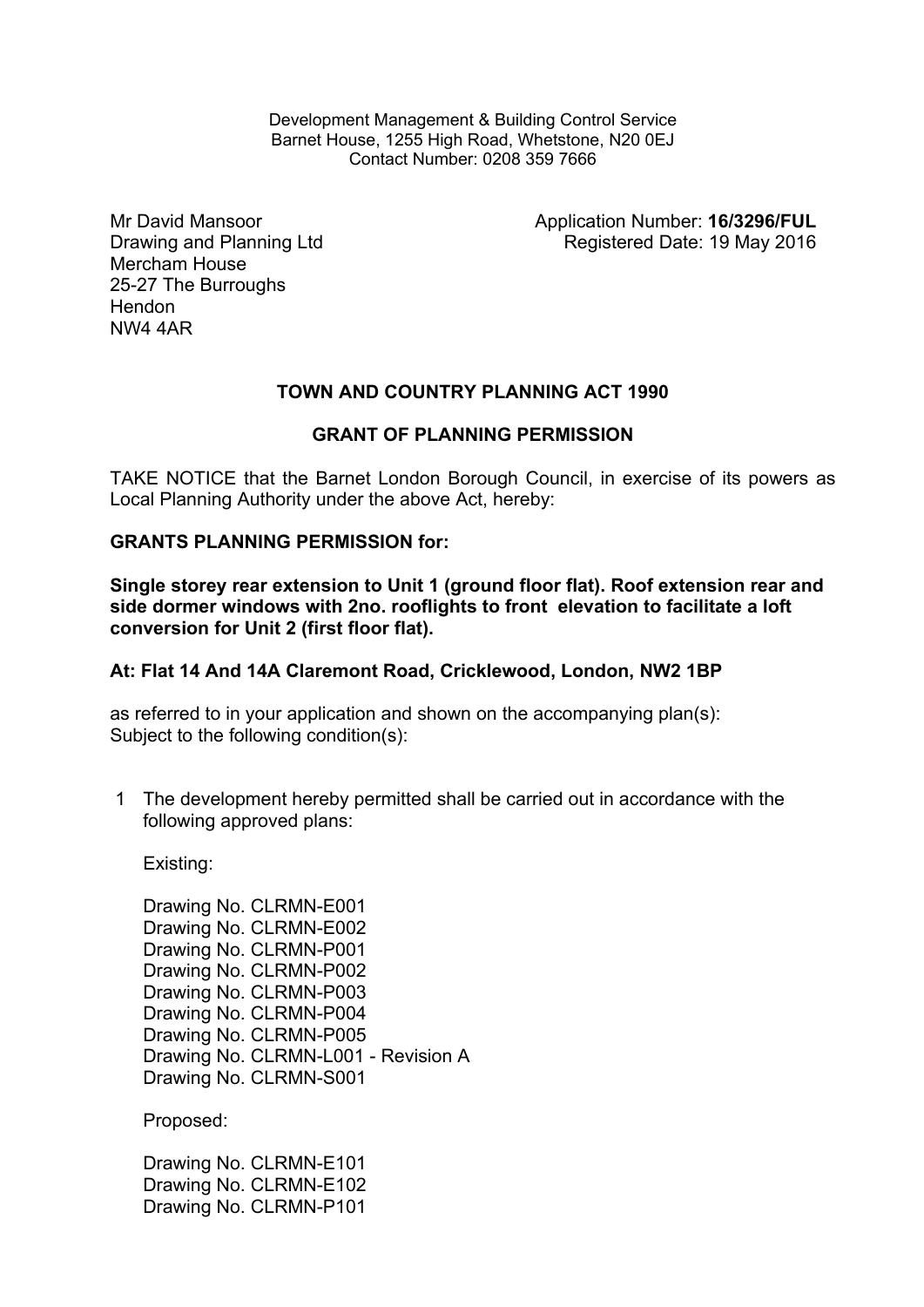Development Management & Building Control Service
Barnet House, 1255 High Road, Whetstone, N20 0EJ
Contact Number: 0208 359 7666

Mr David Mansoor
Drawing and Planning Ltd
Mercham House
25-27 The Burroughs
Hendon
NW4 4AR

Application Number: **16/3296/FUL**
Registered Date: 19 May 2016

**TOWN AND COUNTRY PLANNING ACT 1990**

**GRANT OF PLANNING PERMISSION**

TAKE NOTICE that the Barnet London Borough Council, in exercise of its powers as Local Planning Authority under the above Act, hereby:

**GRANTS PLANNING PERMISSION for:**

**Single storey rear extension to Unit 1 (ground floor flat). Roof extension rear and side dormer windows with 2no. rooflights to front elevation to facilitate a loft conversion for Unit 2 (first floor flat).**

**At: Flat 14 And 14A Claremont Road, Cricklewood, London, NW2 1BP**

as referred to in your application and shown on the accompanying plan(s):
Subject to the following condition(s):

1 The development hereby permitted shall be carried out in accordance with the following approved plans:

Existing:

Drawing No. CLRMN-E001
Drawing No. CLRMN-E002
Drawing No. CLRMN-P001
Drawing No. CLRMN-P002
Drawing No. CLRMN-P003
Drawing No. CLRMN-P004
Drawing No. CLRMN-P005
Drawing No. CLRMN-L001 - Revision A
Drawing No. CLRMN-S001

Proposed:

Drawing No. CLRMN-E101
Drawing No. CLRMN-E102
Drawing No. CLRMN-P101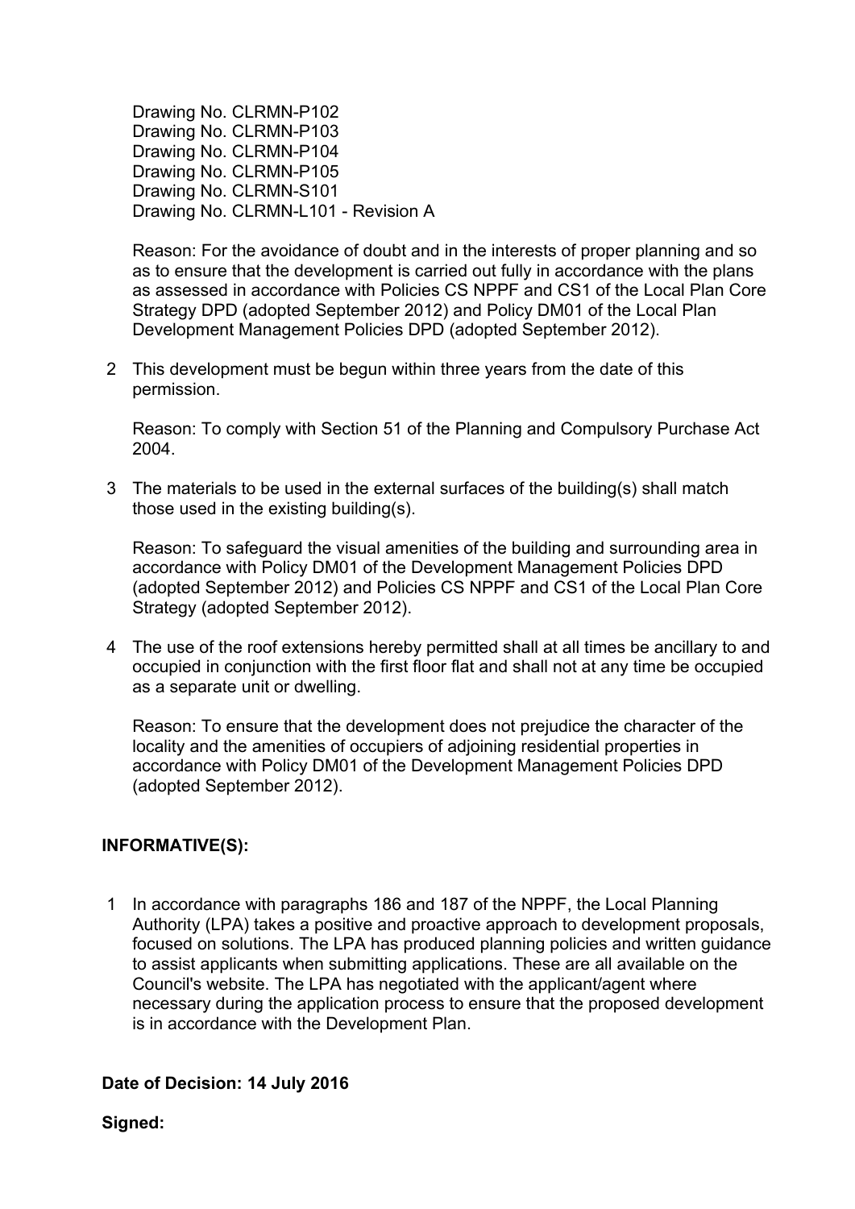Drawing No. CLRMN-P102
Drawing No. CLRMN-P103
Drawing No. CLRMN-P104
Drawing No. CLRMN-P105
Drawing No. CLRMN-S101
Drawing No. CLRMN-L101 - Revision A

Reason: For the avoidance of doubt and in the interests of proper planning and so as to ensure that the development is carried out fully in accordance with the plans as assessed in accordance with Policies CS NPPF and CS1 of the Local Plan Core Strategy DPD (adopted September 2012) and Policy DM01 of the Local Plan Development Management Policies DPD (adopted September 2012).

2 This development must be begun within three years from the date of this permission.

Reason: To comply with Section 51 of the Planning and Compulsory Purchase Act 2004.

3 The materials to be used in the external surfaces of the building(s) shall match those used in the existing building(s).

Reason: To safeguard the visual amenities of the building and surrounding area in accordance with Policy DM01 of the Development Management Policies DPD (adopted September 2012) and Policies CS NPPF and CS1 of the Local Plan Core Strategy (adopted September 2012).

4 The use of the roof extensions hereby permitted shall at all times be ancillary to and occupied in conjunction with the first floor flat and shall not at any time be occupied as a separate unit or dwelling.

Reason: To ensure that the development does not prejudice the character of the locality and the amenities of occupiers of adjoining residential properties in accordance with Policy DM01 of the Development Management Policies DPD (adopted September 2012).

**INFORMATIVE(S):**

1 In accordance with paragraphs 186 and 187 of the NPPF, the Local Planning Authority (LPA) takes a positive and proactive approach to development proposals, focused on solutions. The LPA has produced planning policies and written guidance to assist applicants when submitting applications. These are all available on the Council's website. The LPA has negotiated with the applicant/agent where necessary during the application process to ensure that the proposed development is in accordance with the Development Plan.

**Date of Decision: 14 July 2016**

**Signed:**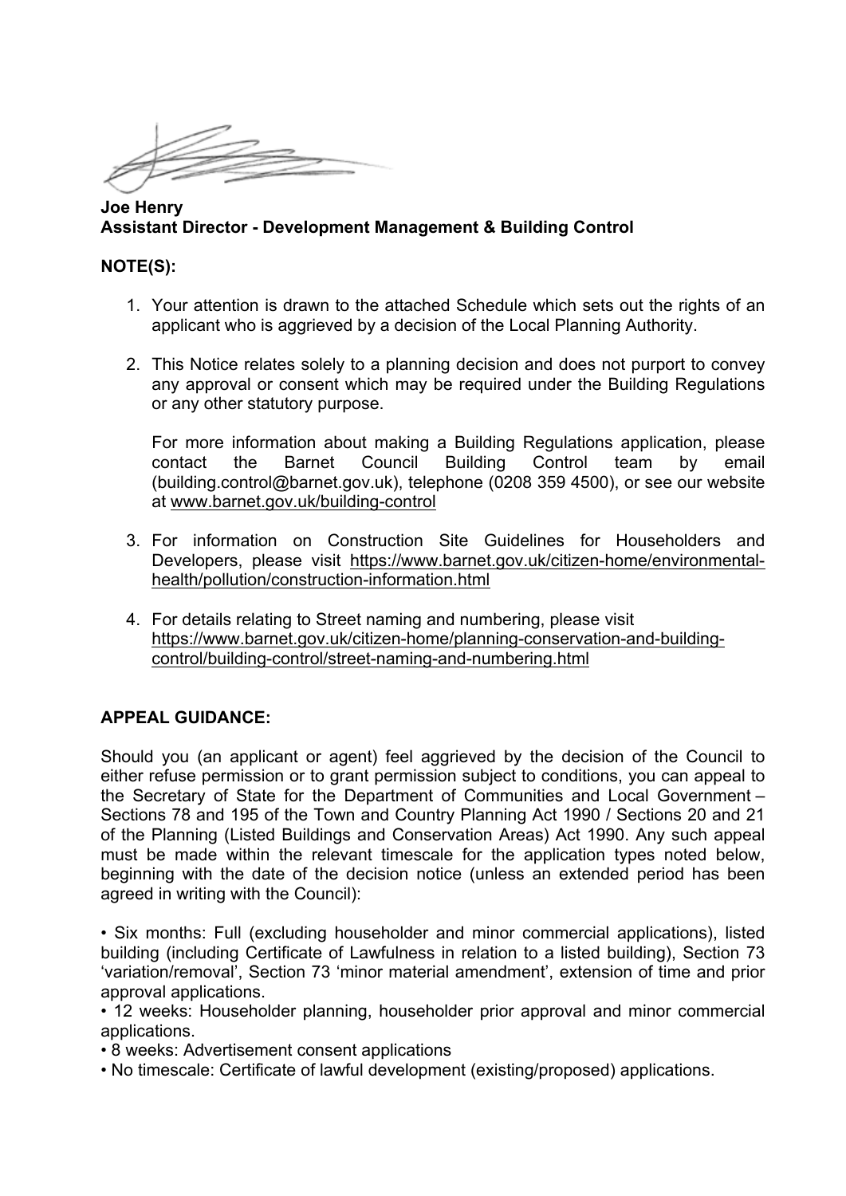**Joe Henry**
**Assistant Director - Development Management & Building Control**

**NOTE(S):**

1. Your attention is drawn to the attached Schedule which sets out the rights of an applicant who is aggrieved by a decision of the Local Planning Authority.

2. This Notice relates solely to a planning decision and does not purport to convey any approval or consent which may be required under the Building Regulations or any other statutory purpose.

   For more information about making a Building Regulations application, please contact the Barnet Council Building Control team by email (building.control@barnet.gov.uk), telephone (0208 359 4500), or see our website at www.barnet.gov.uk/building-control

3. For information on Construction Site Guidelines for Householders and Developers, please visit https://www.barnet.gov.uk/citizen-home/environmental-health/pollution/construction-information.html

4. For details relating to Street naming and numbering, please visit https://www.barnet.gov.uk/citizen-home/planning-conservation-and-building-control/building-control/street-naming-and-numbering.html

**APPEAL GUIDANCE:**

Should you (an applicant or agent) feel aggrieved by the decision of the Council to either refuse permission or to grant permission subject to conditions, you can appeal to the Secretary of State for the Department of Communities and Local Government – Sections 78 and 195 of the Town and Country Planning Act 1990 / Sections 20 and 21 of the Planning (Listed Buildings and Conservation Areas) Act 1990. Any such appeal must be made within the relevant timescale for the application types noted below, beginning with the date of the decision notice (unless an extended period has been agreed in writing with the Council):

- Six months: Full (excluding householder and minor commercial applications), listed building (including Certificate of Lawfulness in relation to a listed building), Section 73 'variation/removal', Section 73 'minor material amendment', extension of time and prior approval applications.
- 12 weeks: Householder planning, householder prior approval and minor commercial applications.
- 8 weeks: Advertisement consent applications
- No timescale: Certificate of lawful development (existing/proposed) applications.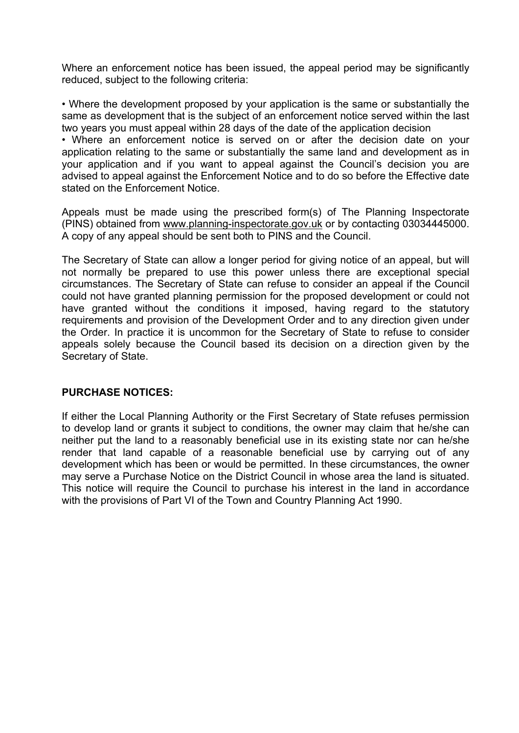Where an enforcement notice has been issued, the appeal period may be significantly reduced, subject to the following criteria:

- Where the development proposed by your application is the same or substantially the same as development that is the subject of an enforcement notice served within the last two years you must appeal within 28 days of the date of the application decision
- Where an enforcement notice is served on or after the decision date on your application relating to the same or substantially the same land and development as in your application and if you want to appeal against the Council's decision you are advised to appeal against the Enforcement Notice and to do so before the Effective date stated on the Enforcement Notice.

Appeals must be made using the prescribed form(s) of The Planning Inspectorate (PINS) obtained from www.planning-inspectorate.gov.uk or by contacting 03034445000. A copy of any appeal should be sent both to PINS and the Council.

The Secretary of State can allow a longer period for giving notice of an appeal, but will not normally be prepared to use this power unless there are exceptional special circumstances. The Secretary of State can refuse to consider an appeal if the Council could not have granted planning permission for the proposed development or could not have granted without the conditions it imposed, having regard to the statutory requirements and provision of the Development Order and to any direction given under the Order. In practice it is uncommon for the Secretary of State to refuse to consider appeals solely because the Council based its decision on a direction given by the Secretary of State.

**PURCHASE NOTICES:**

If either the Local Planning Authority or the First Secretary of State refuses permission to develop land or grants it subject to conditions, the owner may claim that he/she can neither put the land to a reasonably beneficial use in its existing state nor can he/she render that land capable of a reasonable beneficial use by carrying out of any development which has been or would be permitted. In these circumstances, the owner may serve a Purchase Notice on the District Council in whose area the land is situated. This notice will require the Council to purchase his interest in the land in accordance with the provisions of Part VI of the Town and Country Planning Act 1990.